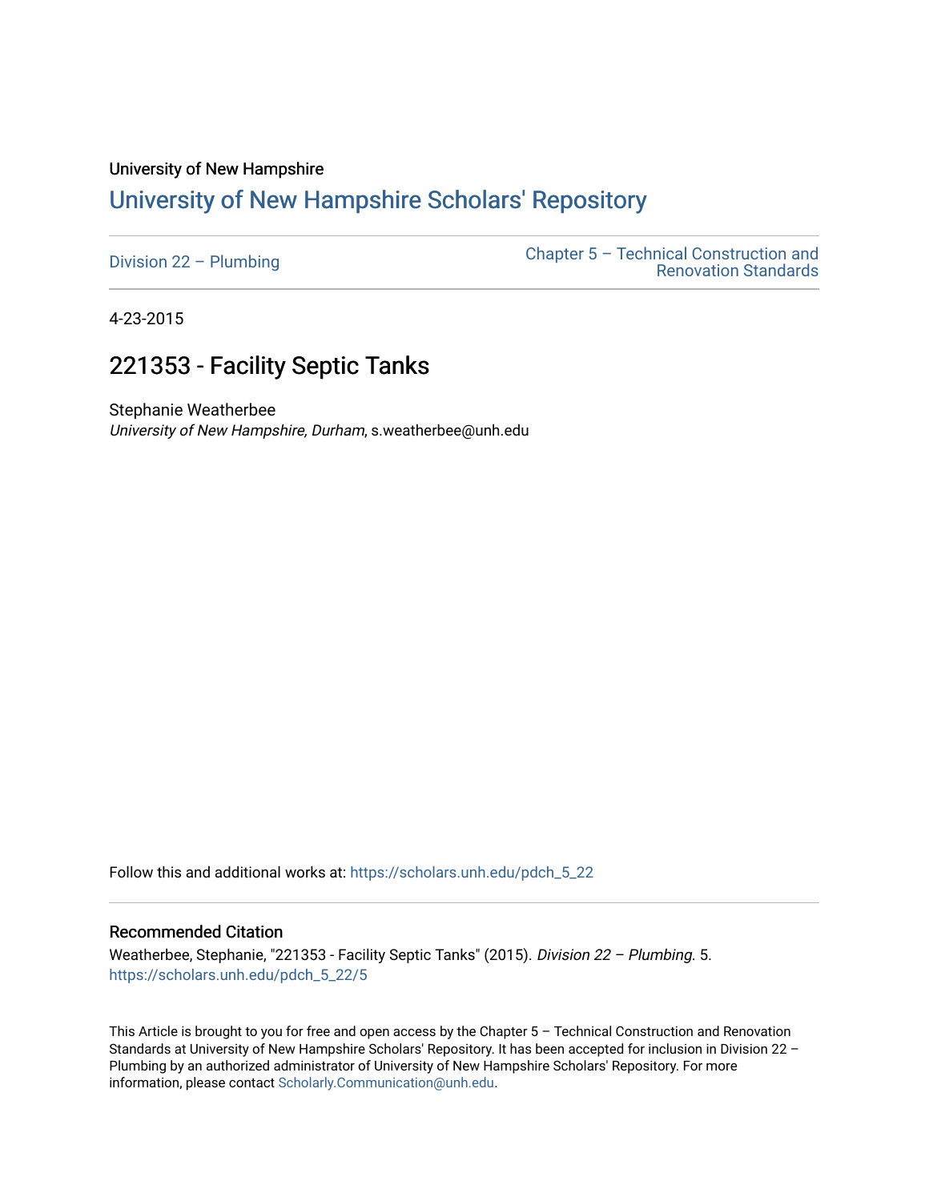University of New Hampshire

# University of New Hampshire Scholars' Repository

Division 22 – Plumbing | Chapter 5 – Technical Construction and Renovation Standards

4-23-2015

## 221353 - Facility Septic Tanks

Stephanie Weatherbee
*University of New Hampshire, Durham*, s.weatherbee@unh.edu

Follow this and additional works at: https://scholars.unh.edu/pdch_5_22

### Recommended Citation

Weatherbee, Stephanie, "221353 - Facility Septic Tanks" (2015). *Division 22 – Plumbing*. 5.
https://scholars.unh.edu/pdch_5_22/5

This Article is brought to you for free and open access by the Chapter 5 – Technical Construction and Renovation Standards at University of New Hampshire Scholars' Repository. It has been accepted for inclusion in Division 22 – Plumbing by an authorized administrator of University of New Hampshire Scholars' Repository. For more information, please contact Scholarly.Communication@unh.edu.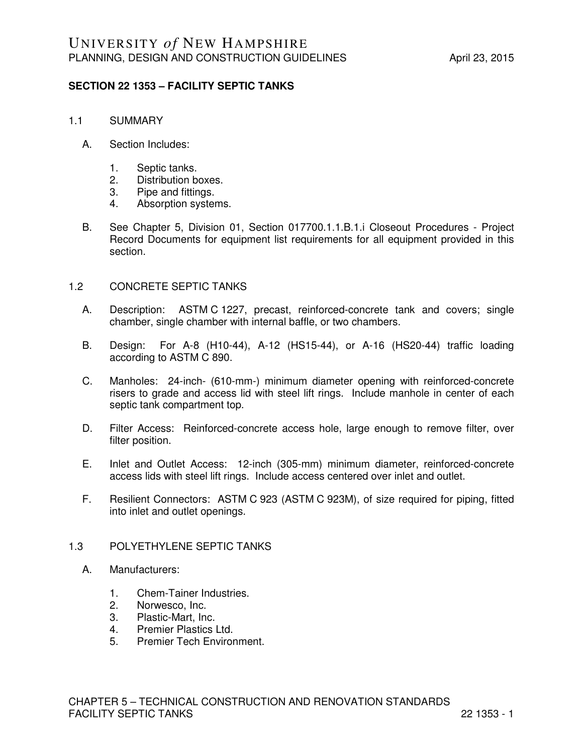## SECTION 22 1353 – FACILITY SEPTIC TANKS

### 1.1 SUMMARY

A. Section Includes:

1. Septic tanks.
2. Distribution boxes.
3. Pipe and fittings.
4. Absorption systems.

B. See Chapter 5, Division 01, Section 017700.1.1.B.1.i Closeout Procedures - Project Record Documents for equipment list requirements for all equipment provided in this section.

### 1.2 CONCRETE SEPTIC TANKS

A. Description: ASTM C 1227, precast, reinforced-concrete tank and covers; single chamber, single chamber with internal baffle, or two chambers.

B. Design: For A-8 (H10-44), A-12 (HS15-44), or A-16 (HS20-44) traffic loading according to ASTM C 890.

C. Manholes: 24-inch- (610-mm-) minimum diameter opening with reinforced-concrete risers to grade and access lid with steel lift rings. Include manhole in center of each septic tank compartment top.

D. Filter Access: Reinforced-concrete access hole, large enough to remove filter, over filter position.

E. Inlet and Outlet Access: 12-inch (305-mm) minimum diameter, reinforced-concrete access lids with steel lift rings. Include access centered over inlet and outlet.

F. Resilient Connectors: ASTM C 923 (ASTM C 923M), of size required for piping, fitted into inlet and outlet openings.

### 1.3 POLYETHYLENE SEPTIC TANKS

A. Manufacturers:

1. Chem-Tainer Industries.
2. Norwesco, Inc.
3. Plastic-Mart, Inc.
4. Premier Plastics Ltd.
5. Premier Tech Environment.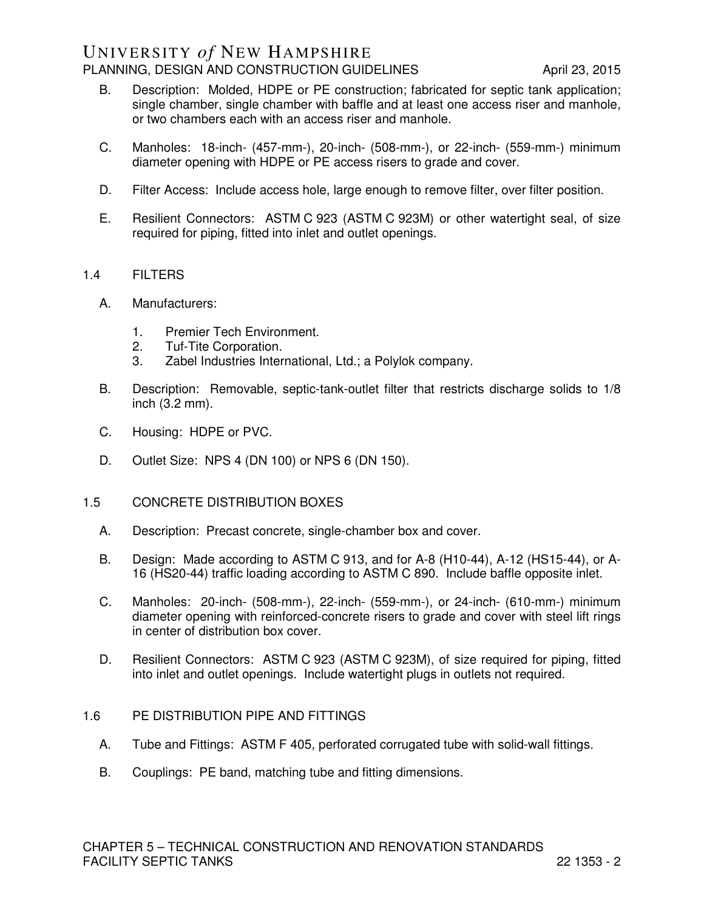B. Description: Molded, HDPE or PE construction; fabricated for septic tank application; single chamber, single chamber with baffle and at least one access riser and manhole, or two chambers each with an access riser and manhole.

C. Manholes: 18-inch- (457-mm-), 20-inch- (508-mm-), or 22-inch- (559-mm-) minimum diameter opening with HDPE or PE access risers to grade and cover.

D. Filter Access: Include access hole, large enough to remove filter, over filter position.

E. Resilient Connectors: ASTM C 923 (ASTM C 923M) or other watertight seal, of size required for piping, fitted into inlet and outlet openings.

## 1.4 FILTERS

A. Manufacturers:

1. Premier Tech Environment.
2. Tuf-Tite Corporation.
3. Zabel Industries International, Ltd.; a Polylok company.

B. Description: Removable, septic-tank-outlet filter that restricts discharge solids to 1/8 inch (3.2 mm).

C. Housing: HDPE or PVC.

D. Outlet Size: NPS 4 (DN 100) or NPS 6 (DN 150).

## 1.5 CONCRETE DISTRIBUTION BOXES

A. Description: Precast concrete, single-chamber box and cover.

B. Design: Made according to ASTM C 913, and for A-8 (H10-44), A-12 (HS15-44), or A-16 (HS20-44) traffic loading according to ASTM C 890. Include baffle opposite inlet.

C. Manholes: 20-inch- (508-mm-), 22-inch- (559-mm-), or 24-inch- (610-mm-) minimum diameter opening with reinforced-concrete risers to grade and cover with steel lift rings in center of distribution box cover.

D. Resilient Connectors: ASTM C 923 (ASTM C 923M), of size required for piping, fitted into inlet and outlet openings. Include watertight plugs in outlets not required.

## 1.6 PE DISTRIBUTION PIPE AND FITTINGS

A. Tube and Fittings: ASTM F 405, perforated corrugated tube with solid-wall fittings.

B. Couplings: PE band, matching tube and fitting dimensions.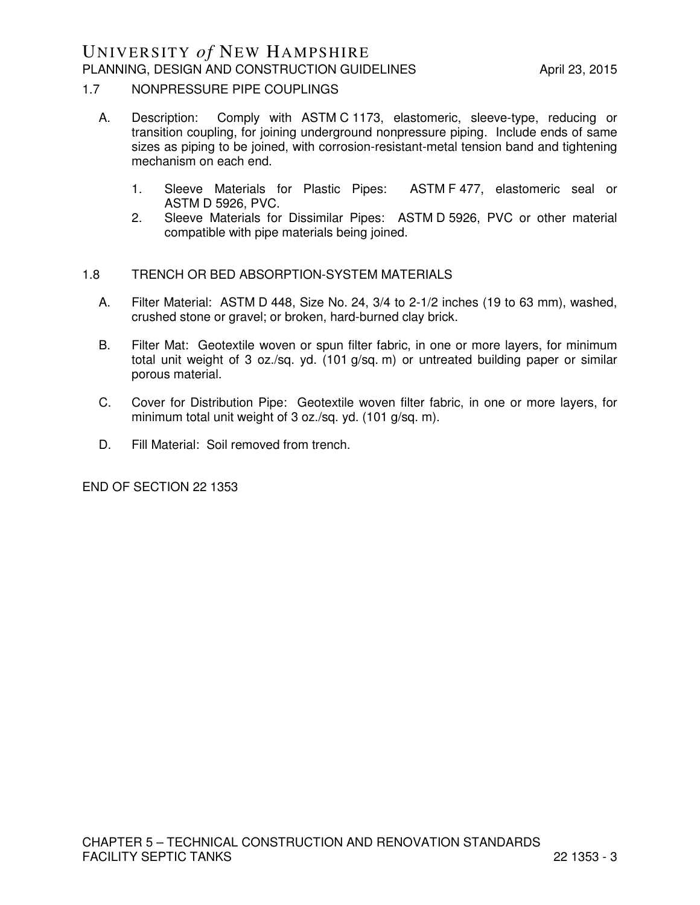### 1.7 NONPRESSURE PIPE COUPLINGS

A. Description: Comply with ASTM C 1173, elastomeric, sleeve-type, reducing or transition coupling, for joining underground nonpressure piping. Include ends of same sizes as piping to be joined, with corrosion-resistant-metal tension band and tightening mechanism on each end.

1. Sleeve Materials for Plastic Pipes: ASTM F 477, elastomeric seal or ASTM D 5926, PVC.
2. Sleeve Materials for Dissimilar Pipes: ASTM D 5926, PVC or other material compatible with pipe materials being joined.

### 1.8 TRENCH OR BED ABSORPTION-SYSTEM MATERIALS

A. Filter Material: ASTM D 448, Size No. 24, 3/4 to 2-1/2 inches (19 to 63 mm), washed, crushed stone or gravel; or broken, hard-burned clay brick.

B. Filter Mat: Geotextile woven or spun filter fabric, in one or more layers, for minimum total unit weight of 3 oz./sq. yd. (101 g/sq. m) or untreated building paper or similar porous material.

C. Cover for Distribution Pipe: Geotextile woven filter fabric, in one or more layers, for minimum total unit weight of 3 oz./sq. yd. (101 g/sq. m).

D. Fill Material: Soil removed from trench.

END OF SECTION 22 1353